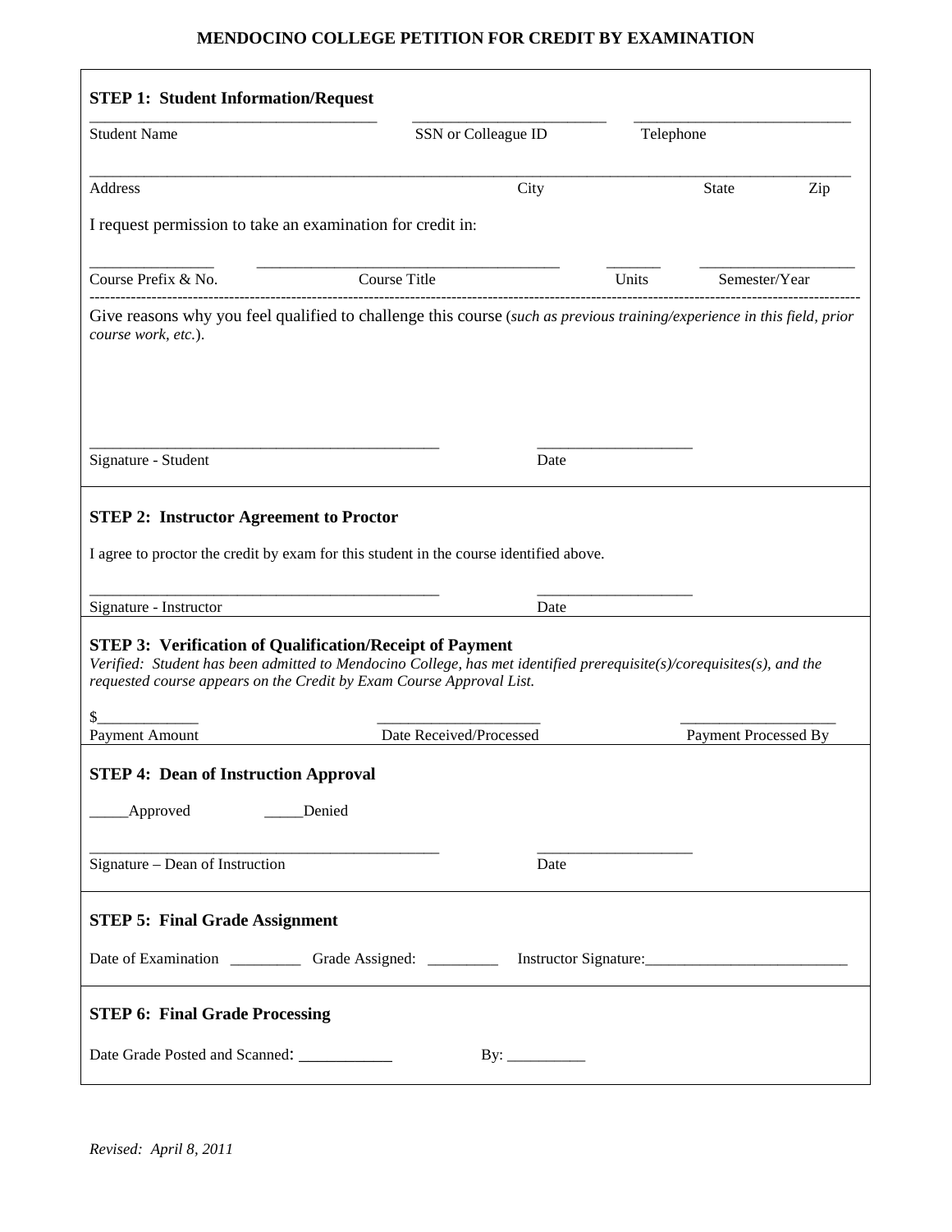# MENDOCINO COLLEGE PETITION FOR CREDIT BY EXAMINATION

**STEP 1: Student Information/Request**

___________________________________ ________________________ ___________________________
Student Name SSN or Colleague ID Telephone

_____________________________________________________________________________________________
Address City State Zip

I request permission to take an examination for credit in:

_______________ _____________________________________ _______ ___________________
Course Prefix & No. Course Title Units Semester/Year

Give reasons why you feel qualified to challenge this course (*such as previous training/experience in this field, prior course work, etc.*).

_____________________________________________ ___________________
Signature - Student Date

**STEP 2: Instructor Agreement to Proctor**

I agree to proctor the credit by exam for this student in the course identified above.

_____________________________________________ ___________________
Signature - Instructor Date

**STEP 3: Verification of Qualification/Receipt of Payment**

*Verified: Student has been admitted to Mendocino College, has met identified prerequisite(s)/corequisites(s), and the requested course appears on the Credit by Exam Course Approval List.*

$_____________ ____________________ ___________________
Payment Amount Date Received/Processed Payment Processed By

**STEP 4: Dean of Instruction Approval**

_____Approved _____Denied

_____________________________________________ ___________________
Signature – Dean of Instruction Date

**STEP 5: Final Grade Assignment**

Date of Examination _________ Grade Assigned: _________ Instructor Signature:_________________________

**STEP 6: Final Grade Processing**

Date Grade Posted and Scanned: ___________ By: __________

*Revised: April 8, 2011*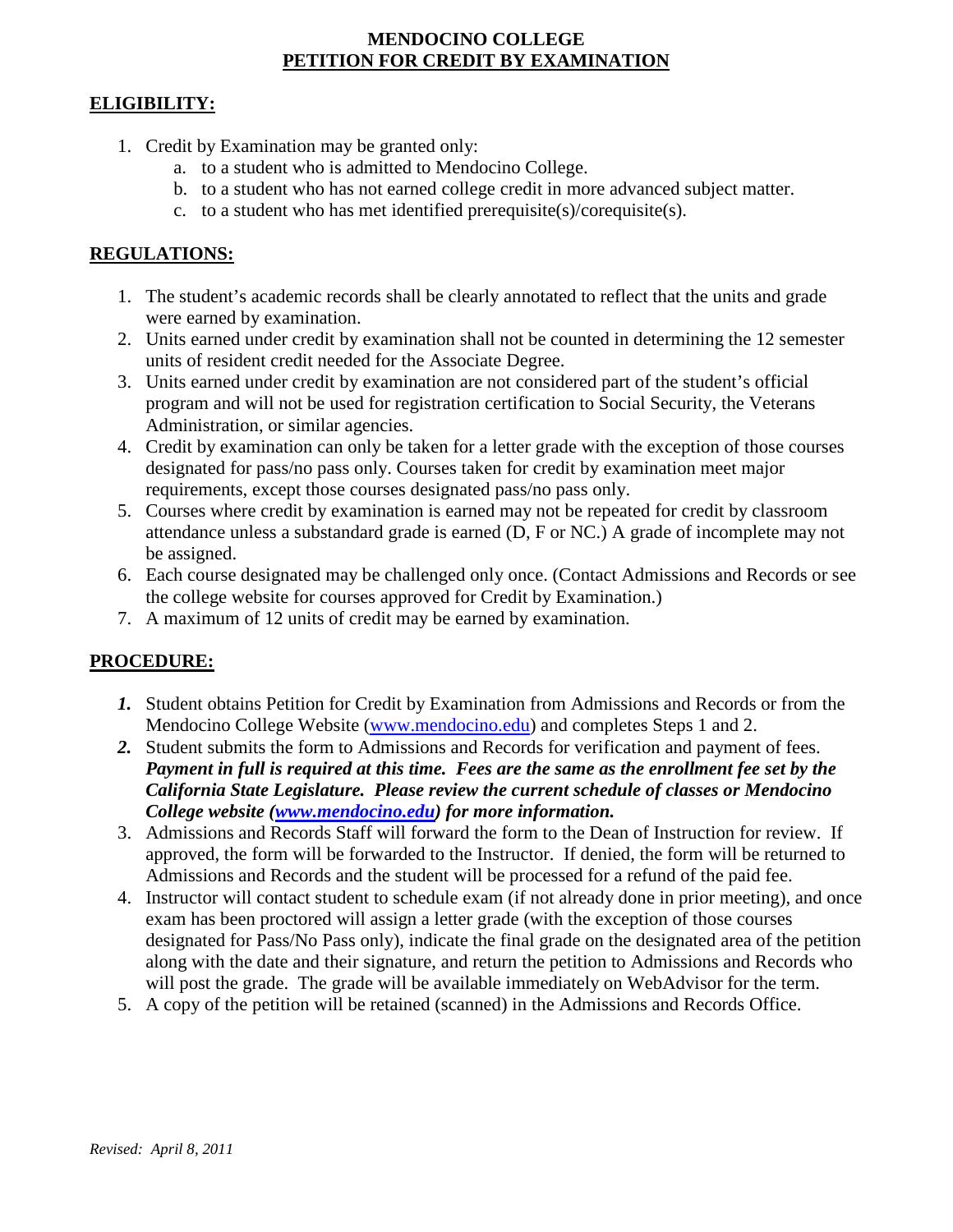# MENDOCINO COLLEGE
## PETITION FOR CREDIT BY EXAMINATION

## ELIGIBILITY:

1. Credit by Examination may be granted only:
   a. to a student who is admitted to Mendocino College.
   b. to a student who has not earned college credit in more advanced subject matter.
   c. to a student who has met identified prerequisite(s)/corequisite(s).

## REGULATIONS:

1. The student's academic records shall be clearly annotated to reflect that the units and grade were earned by examination.
2. Units earned under credit by examination shall not be counted in determining the 12 semester units of resident credit needed for the Associate Degree.
3. Units earned under credit by examination are not considered part of the student's official program and will not be used for registration certification to Social Security, the Veterans Administration, or similar agencies.
4. Credit by examination can only be taken for a letter grade with the exception of those courses designated for pass/no pass only. Courses taken for credit by examination meet major requirements, except those courses designated pass/no pass only.
5. Courses where credit by examination is earned may not be repeated for credit by classroom attendance unless a substandard grade is earned (D, F or NC.) A grade of incomplete may not be assigned.
6. Each course designated may be challenged only once. (Contact Admissions and Records or see the college website for courses approved for Credit by Examination.)
7. A maximum of 12 units of credit may be earned by examination.

## PROCEDURE:

1. Student obtains Petition for Credit by Examination from Admissions and Records or from the Mendocino College Website (www.mendocino.edu) and completes Steps 1 and 2.
2. Student submits the form to Admissions and Records for verification and payment of fees. ***Payment in full is required at this time. Fees are the same as the enrollment fee set by the California State Legislature. Please review the current schedule of classes or Mendocino College website (www.mendocino.edu) for more information.***
3. Admissions and Records Staff will forward the form to the Dean of Instruction for review. If approved, the form will be forwarded to the Instructor. If denied, the form will be returned to Admissions and Records and the student will be processed for a refund of the paid fee.
4. Instructor will contact student to schedule exam (if not already done in prior meeting), and once exam has been proctored will assign a letter grade (with the exception of those courses designated for Pass/No Pass only), indicate the final grade on the designated area of the petition along with the date and their signature, and return the petition to Admissions and Records who will post the grade. The grade will be available immediately on WebAdvisor for the term.
5. A copy of the petition will be retained (scanned) in the Admissions and Records Office.

*Revised: April 8, 2011*